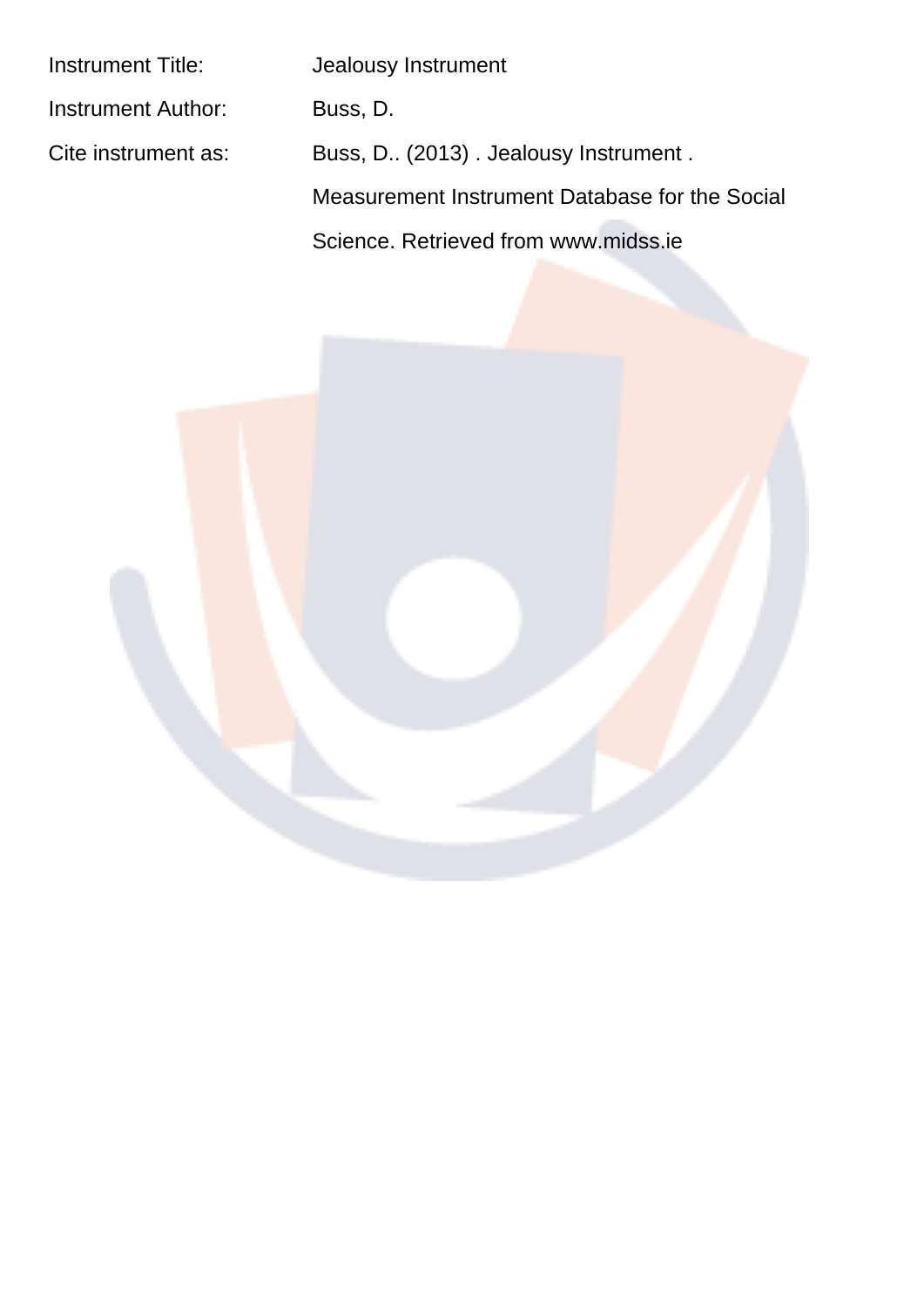Instrument Title: Jealousy Instrument

Instrument Author: Buss, D.

Cite instrument as: Buss, D.. (2013) . Jealousy Instrument . Measurement Instrument Database for the Social Science. Retrieved from www.midss.ie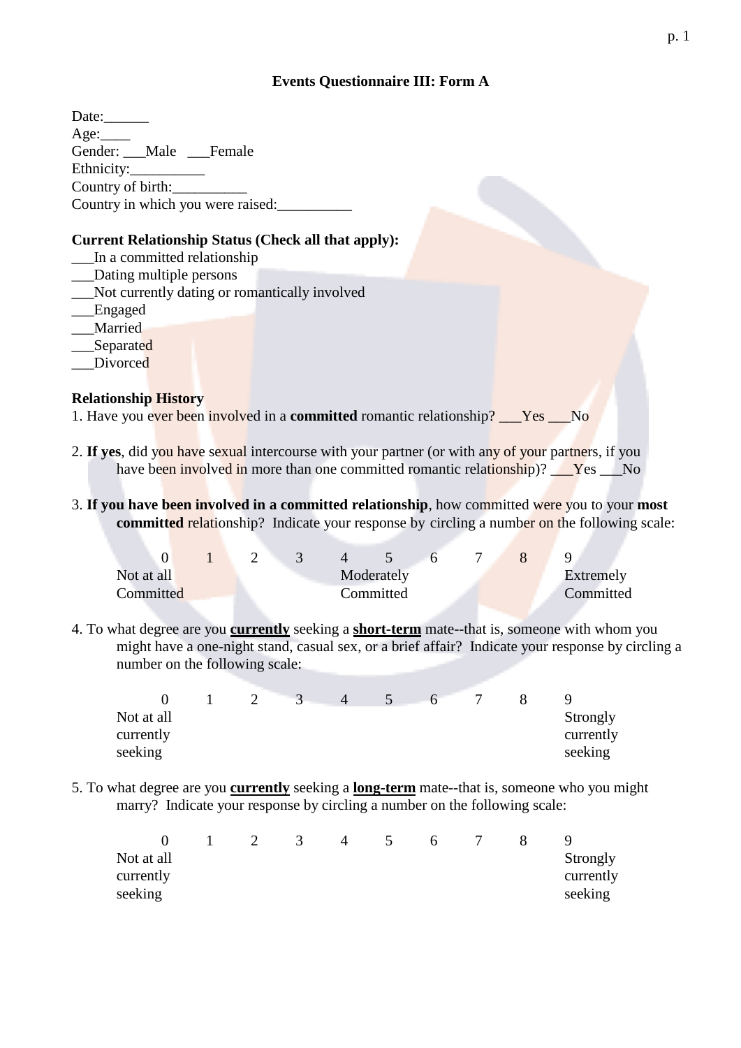## Events Questionnaire III: Form A

Date:______
Age:____
Gender: ___Male ___Female
Ethnicity:__________
Country of birth:__________
Country in which you were raised:__________

**Current Relationship Status (Check all that apply):**

___In a committed relationship
___Dating multiple persons
___Not currently dating or romantically involved
___Engaged
___Married
___Separated
___Divorced

**Relationship History**

1. Have you ever been involved in a **committed** romantic relationship? ___Yes ___No

2. **If yes**, did you have sexual intercourse with your partner (or with any of your partners, if you have been involved in more than one committed romantic relationship)? ___Yes ___No

3. **If you have been involved in a committed relationship**, how committed were you to your **most committed** relationship? Indicate your response by circling a number on the following scale:

| 0 | 1 | 2 | 3 | 4 | 5 | 6 | 7 | 8 | 9 |
|---|---|---|---|---|---|---|---|---|---|
| Not at all Committed | | | | Moderately Committed | | | | | Extremely Committed |

4. To what degree are you **currently** seeking a **short-term** mate--that is, someone with whom you might have a one-night stand, casual sex, or a brief affair? Indicate your response by circling a number on the following scale:

| 0 | 1 | 2 | 3 | 4 | 5 | 6 | 7 | 8 | 9 |
|---|---|---|---|---|---|---|---|---|---|
| Not at all currently seeking | | | | | | | | | Strongly currently seeking |

5. To what degree are you **currently** seeking a **long-term** mate--that is, someone who you might marry? Indicate your response by circling a number on the following scale:

| 0 | 1 | 2 | 3 | 4 | 5 | 6 | 7 | 8 | 9 |
|---|---|---|---|---|---|---|---|---|---|
| Not at all currently seeking | | | | | | | | | Strongly currently seeking |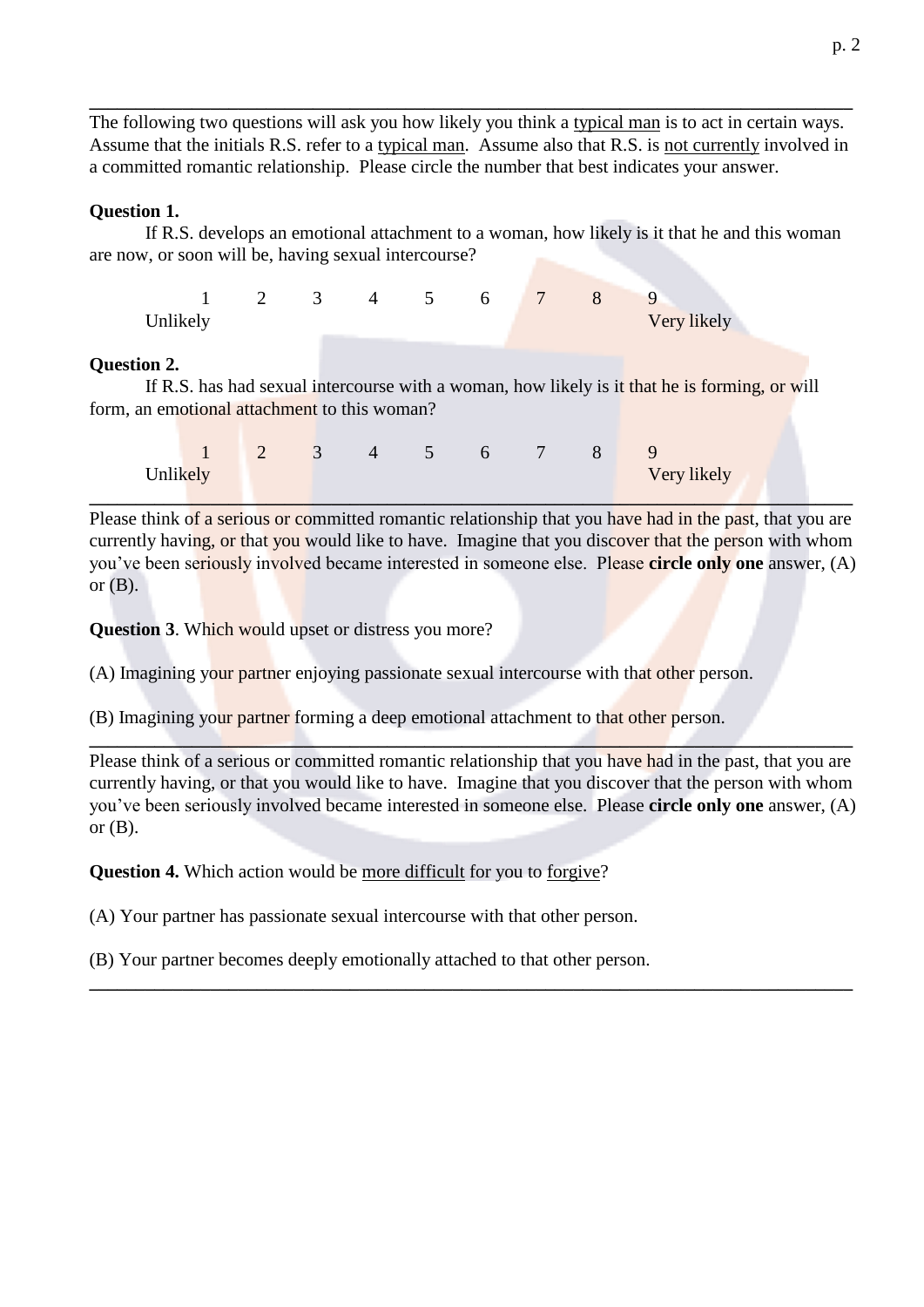---

The following two questions will ask you how likely you think a typical man is to act in certain ways. Assume that the initials R.S. refer to a typical man. Assume also that R.S. is not currently involved in a committed romantic relationship. Please circle the number that best indicates your answer.

**Question 1.**

If R.S. develops an emotional attachment to a woman, how likely is it that he and this woman are now, or soon will be, having sexual intercourse?

| 1 | 2 | 3 | 4 | 5 | 6 | 7 | 8 | 9 |
|---|---|---|---|---|---|---|---|---|
| Unlikely | | | | | | | | Very likely |

**Question 2.**

If R.S. has had sexual intercourse with a woman, how likely is it that he is forming, or will form, an emotional attachment to this woman?

| 1 | 2 | 3 | 4 | 5 | 6 | 7 | 8 | 9 |
|---|---|---|---|---|---|---|---|---|
| Unlikely | | | | | | | | Very likely |

---

Please think of a serious or committed romantic relationship that you have had in the past, that you are currently having, or that you would like to have. Imagine that you discover that the person with whom you've been seriously involved became interested in someone else. Please **circle only one** answer, (A) or (B).

**Question 3**. Which would upset or distress you more?

(A) Imagining your partner enjoying passionate sexual intercourse with that other person.

(B) Imagining your partner forming a deep emotional attachment to that other person.

---

Please think of a serious or committed romantic relationship that you have had in the past, that you are currently having, or that you would like to have. Imagine that you discover that the person with whom you've been seriously involved became interested in someone else. Please **circle only one** answer, (A) or (B).

**Question 4.** Which action would be more difficult for you to forgive?

(A) Your partner has passionate sexual intercourse with that other person.

(B) Your partner becomes deeply emotionally attached to that other person.

---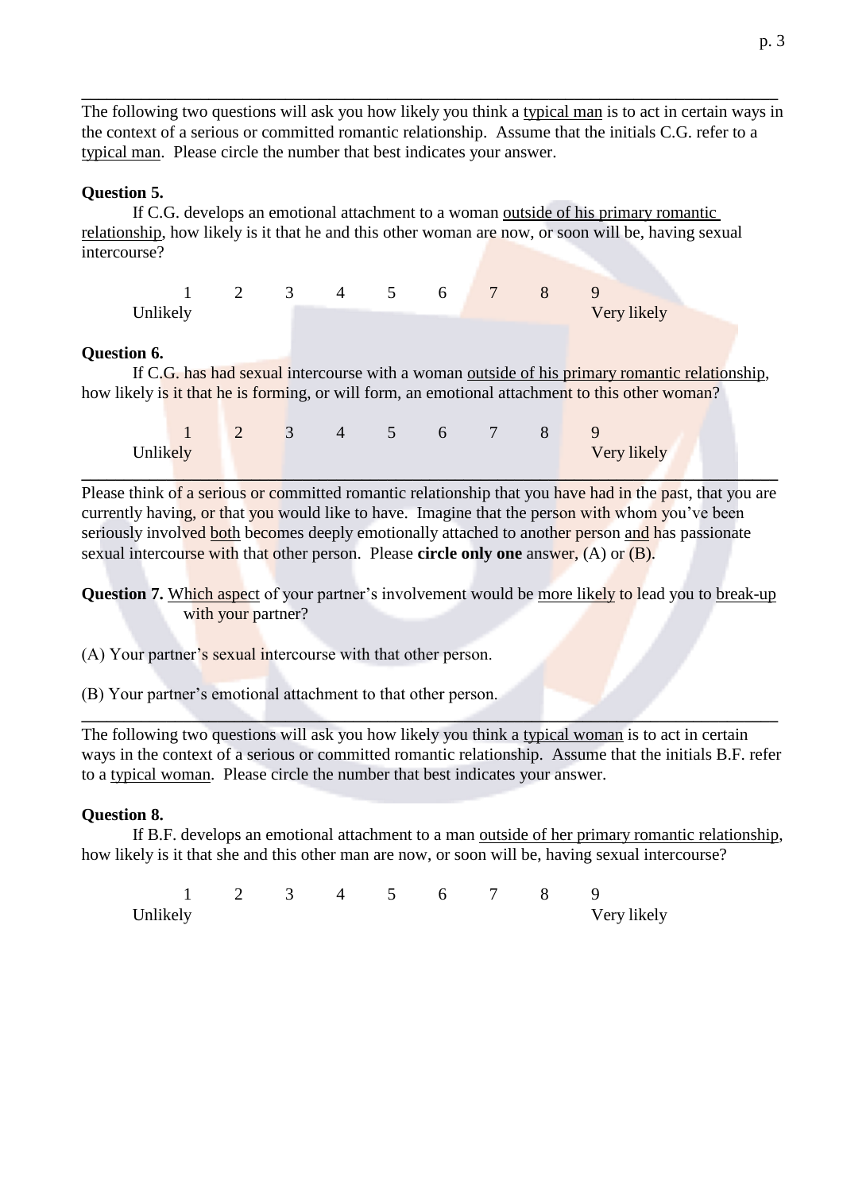---

The following two questions will ask you how likely you think a typical man is to act in certain ways in the context of a serious or committed romantic relationship. Assume that the initials C.G. refer to a typical man. Please circle the number that best indicates your answer.

**Question 5.**

If C.G. develops an emotional attachment to a woman outside of his primary romantic relationship, how likely is it that he and this other woman are now, or soon will be, having sexual intercourse?

| 1 | 2 | 3 | 4 | 5 | 6 | 7 | 8 | 9 |
|---|---|---|---|---|---|---|---|---|
| Unlikely | | | | | | | | Very likely |

**Question 6.**

If C.G. has had sexual intercourse with a woman outside of his primary romantic relationship, how likely is it that he is forming, or will form, an emotional attachment to this other woman?

| 1 | 2 | 3 | 4 | 5 | 6 | 7 | 8 | 9 |
|---|---|---|---|---|---|---|---|---|
| Unlikely | | | | | | | | Very likely |

---

Please think of a serious or committed romantic relationship that you have had in the past, that you are currently having, or that you would like to have. Imagine that the person with whom you've been seriously involved both becomes deeply emotionally attached to another person and has passionate sexual intercourse with that other person. Please **circle only one** answer, (A) or (B).

**Question 7.** Which aspect of your partner's involvement would be more likely to lead you to break-up with your partner?

(A) Your partner's sexual intercourse with that other person.

(B) Your partner's emotional attachment to that other person.

---

The following two questions will ask you how likely you think a typical woman is to act in certain ways in the context of a serious or committed romantic relationship. Assume that the initials B.F. refer to a typical woman. Please circle the number that best indicates your answer.

**Question 8.**

If B.F. develops an emotional attachment to a man outside of her primary romantic relationship, how likely is it that she and this other man are now, or soon will be, having sexual intercourse?

| 1 | 2 | 3 | 4 | 5 | 6 | 7 | 8 | 9 |
|---|---|---|---|---|---|---|---|---|
| Unlikely | | | | | | | | Very likely |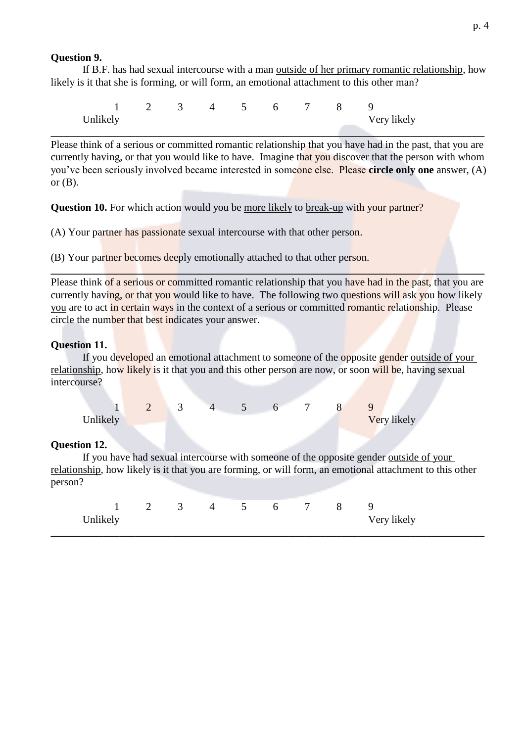**Question 9.**

If B.F. has had sexual intercourse with a man <u>outside of her primary romantic relationship</u>, how likely is it that she is forming, or will form, an emotional attachment to this other man?

| 1 | 2 | 3 | 4 | 5 | 6 | 7 | 8 | 9 |
|---|---|---|---|---|---|---|---|---|
| Unlikely | | | | | | | | Very likely |

---

Please think of a serious or committed romantic relationship that you have had in the past, that you are currently having, or that you would like to have. Imagine that you discover that the person with whom you've been seriously involved became interested in someone else. Please **circle only one** answer, (A) or (B).

**Question 10.** For which action would you be <u>more likely</u> to <u>break-up</u> with your partner?

(A) Your partner has passionate sexual intercourse with that other person.

(B) Your partner becomes deeply emotionally attached to that other person.

---

Please think of a serious or committed romantic relationship that you have had in the past, that you are currently having, or that you would like to have. The following two questions will ask you how likely <u>you</u> are to act in certain ways in the context of a serious or committed romantic relationship. Please circle the number that best indicates your answer.

**Question 11.**

If you developed an emotional attachment to someone of the opposite gender <u>outside of your relationship</u>, how likely is it that you and this other person are now, or soon will be, having sexual intercourse?

| 1 | 2 | 3 | 4 | 5 | 6 | 7 | 8 | 9 |
|---|---|---|---|---|---|---|---|---|
| Unlikely | | | | | | | | Very likely |

**Question 12.**

If you have had sexual intercourse with someone of the opposite gender <u>outside of your relationship</u>, how likely is it that you are forming, or will form, an emotional attachment to this other person?

| 1 | 2 | 3 | 4 | 5 | 6 | 7 | 8 | 9 |
|---|---|---|---|---|---|---|---|---|
| Unlikely | | | | | | | | Very likely |

---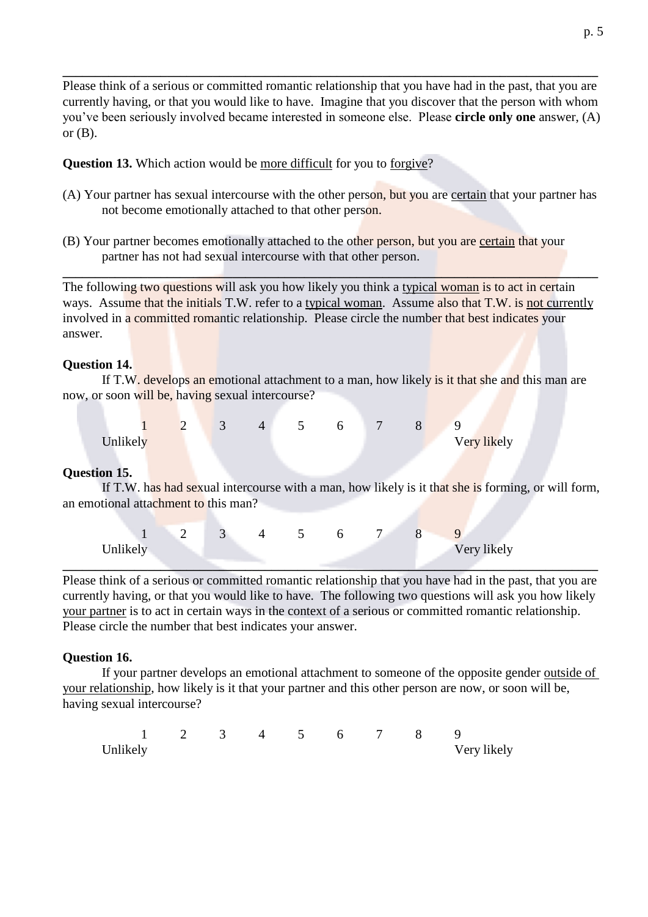---

Please think of a serious or committed romantic relationship that you have had in the past, that you are currently having, or that you would like to have. Imagine that you discover that the person with whom you've been seriously involved became interested in someone else. Please **circle only one** answer, (A) or (B).

**Question 13.** Which action would be <u>more difficult</u> for you to <u>forgive</u>?

(A) Your partner has sexual intercourse with the other person, but you are <u>certain</u> that your partner has not become emotionally attached to that other person.

(B) Your partner becomes emotionally attached to the other person, but you are <u>certain</u> that your partner has not had sexual intercourse with that other person.

---

The following two questions will ask you how likely you think a <u>typical woman</u> is to act in certain ways. Assume that the initials T.W. refer to a <u>typical woman</u>. Assume also that T.W. is <u>not currently</u> involved in a committed romantic relationship. Please circle the number that best indicates your answer.

**Question 14.**

If T.W. develops an emotional attachment to a man, how likely is it that she and this man are now, or soon will be, having sexual intercourse?

| 1 | 2 | 3 | 4 | 5 | 6 | 7 | 8 | 9 |
|---|---|---|---|---|---|---|---|---|
| Unlikely | | | | | | | | Very likely |

**Question 15.**

If T.W. has had sexual intercourse with a man, how likely is it that she is forming, or will form, an emotional attachment to this man?

| 1 | 2 | 3 | 4 | 5 | 6 | 7 | 8 | 9 |
|---|---|---|---|---|---|---|---|---|
| Unlikely | | | | | | | | Very likely |

---

Please think of a serious or committed romantic relationship that you have had in the past, that you are currently having, or that you would like to have. The following two questions will ask you how likely <u>your partner</u> is to act in certain ways in the context of a serious or committed romantic relationship. Please circle the number that best indicates your answer.

**Question 16.**

If your partner develops an emotional attachment to someone of the opposite gender <u>outside of your relationship</u>, how likely is it that your partner and this other person are now, or soon will be, having sexual intercourse?

| 1 | 2 | 3 | 4 | 5 | 6 | 7 | 8 | 9 |
|---|---|---|---|---|---|---|---|---|
| Unlikely | | | | | | | | Very likely |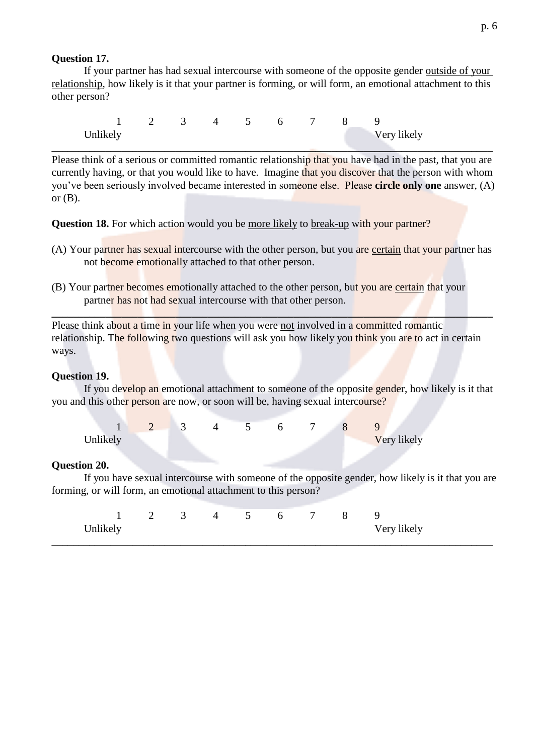**Question 17.**

If your partner has had sexual intercourse with someone of the opposite gender outside of your relationship, how likely is it that your partner is forming, or will form, an emotional attachment to this other person?

| 1 | 2 | 3 | 4 | 5 | 6 | 7 | 8 | 9 |
|---|---|---|---|---|---|---|---|---|
| Unlikely | | | | | | | | Very likely |

---

Please think of a serious or committed romantic relationship that you have had in the past, that you are currently having, or that you would like to have. Imagine that you discover that the person with whom you've been seriously involved became interested in someone else. Please **circle only one** answer, (A) or (B).

**Question 18.** For which action would you be more likely to break-up with your partner?

(A) Your partner has sexual intercourse with the other person, but you are certain that your partner has not become emotionally attached to that other person.

(B) Your partner becomes emotionally attached to the other person, but you are certain that your partner has not had sexual intercourse with that other person.

---

Please think about a time in your life when you were not involved in a committed romantic relationship. The following two questions will ask you how likely you think you are to act in certain ways.

**Question 19.**

If you develop an emotional attachment to someone of the opposite gender, how likely is it that you and this other person are now, or soon will be, having sexual intercourse?

| 1 | 2 | 3 | 4 | 5 | 6 | 7 | 8 | 9 |
|---|---|---|---|---|---|---|---|---|
| Unlikely | | | | | | | | Very likely |

**Question 20.**

If you have sexual intercourse with someone of the opposite gender, how likely is it that you are forming, or will form, an emotional attachment to this person?

| 1 | 2 | 3 | 4 | 5 | 6 | 7 | 8 | 9 |
|---|---|---|---|---|---|---|---|---|
| Unlikely | | | | | | | | Very likely |

---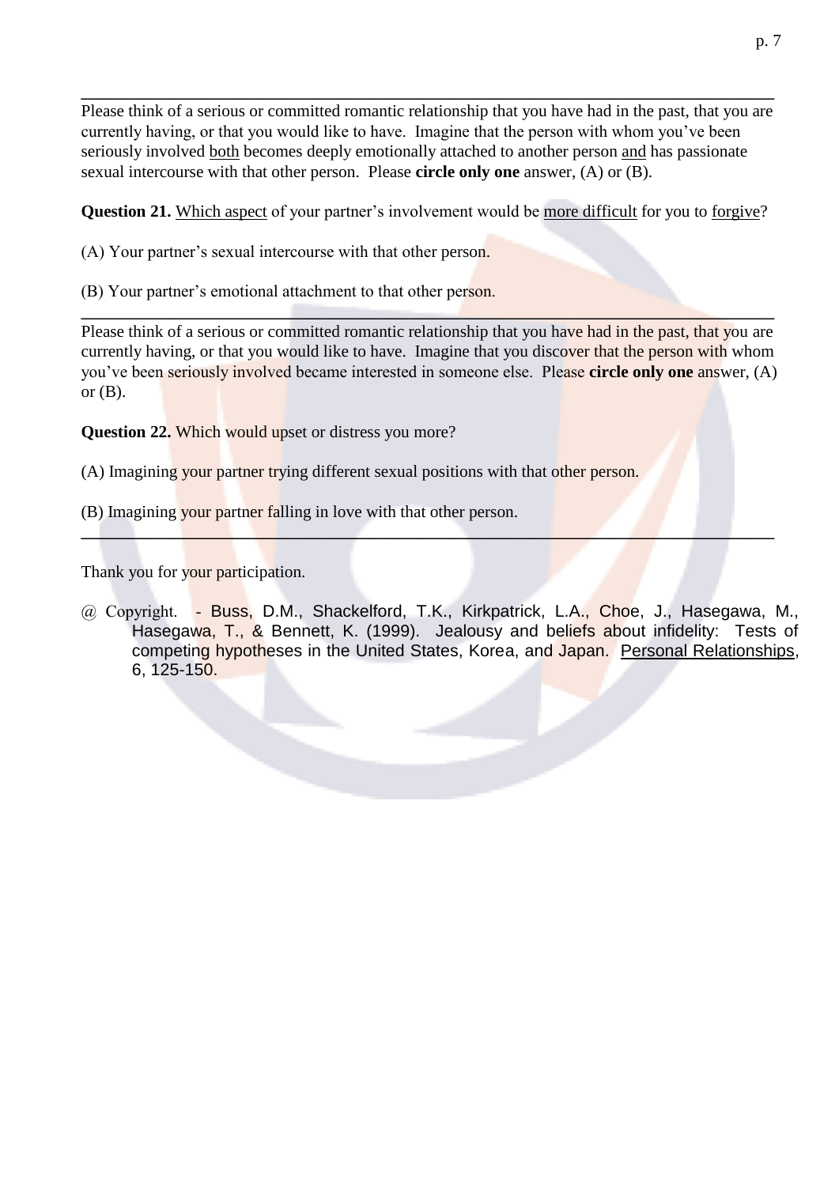---

Please think of a serious or committed romantic relationship that you have had in the past, that you are currently having, or that you would like to have. Imagine that the person with whom you've been seriously involved both becomes deeply emotionally attached to another person and has passionate sexual intercourse with that other person. Please **circle only one** answer, (A) or (B).

**Question 21.** Which aspect of your partner's involvement would be more difficult for you to forgive?

(A) Your partner's sexual intercourse with that other person.

(B) Your partner's emotional attachment to that other person.

---

Please think of a serious or committed romantic relationship that you have had in the past, that you are currently having, or that you would like to have. Imagine that you discover that the person with whom you've been seriously involved became interested in someone else. Please **circle only one** answer, (A) or (B).

**Question 22.** Which would upset or distress you more?

(A) Imagining your partner trying different sexual positions with that other person.

(B) Imagining your partner falling in love with that other person.

---

Thank you for your participation.

@ Copyright. - Buss, D.M., Shackelford, T.K., Kirkpatrick, L.A., Choe, J., Hasegawa, M., Hasegawa, T., & Bennett, K. (1999). Jealousy and beliefs about infidelity: Tests of competing hypotheses in the United States, Korea, and Japan. Personal Relationships, 6, 125-150.